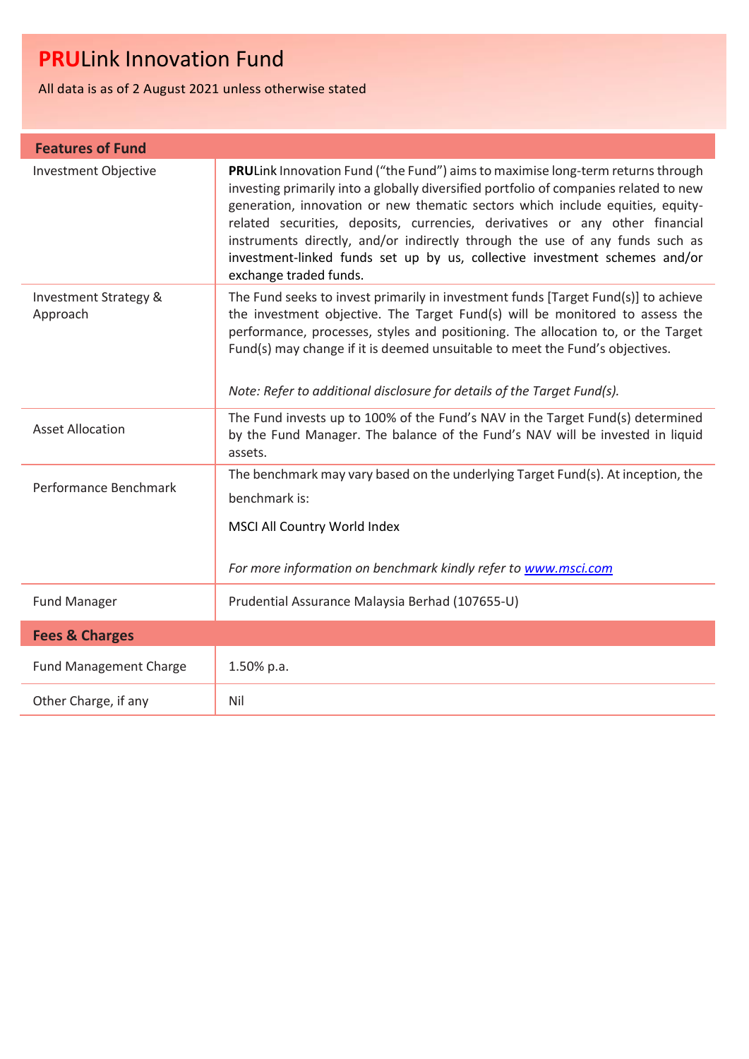# **PRU**Link Innovation Fund

All data is as of 2 August 2021 unless otherwise stated

| **Features of Fund** | |
|---|---|
| Investment Objective | **PRU**Link Innovation Fund ("the Fund") aims to maximise long-term returns through investing primarily into a globally diversified portfolio of companies related to new generation, innovation or new thematic sectors which include equities, equity-related securities, deposits, currencies, derivatives or any other financial instruments directly, and/or indirectly through the use of any funds such as investment-linked funds set up by us, collective investment schemes and/or exchange traded funds. |
| Investment Strategy & Approach | The Fund seeks to invest primarily in investment funds [Target Fund(s)] to achieve the investment objective. The Target Fund(s) will be monitored to assess the performance, processes, styles and positioning. The allocation to, or the Target Fund(s) may change if it is deemed unsuitable to meet the Fund's objectives.<br><br>*Note: Refer to additional disclosure for details of the Target Fund(s).* |
| Asset Allocation | The Fund invests up to 100% of the Fund's NAV in the Target Fund(s) determined by the Fund Manager. The balance of the Fund's NAV will be invested in liquid assets. |
| Performance Benchmark | The benchmark may vary based on the underlying Target Fund(s). At inception, the benchmark is:<br><br>MSCI All Country World Index<br><br>*For more information on benchmark kindly refer to [www.msci.com](http://www.msci.com)* |
| Fund Manager | Prudential Assurance Malaysia Berhad (107655-U) |
| **Fees & Charges** | |
| Fund Management Charge | 1.50% p.a. |
| Other Charge, if any | Nil |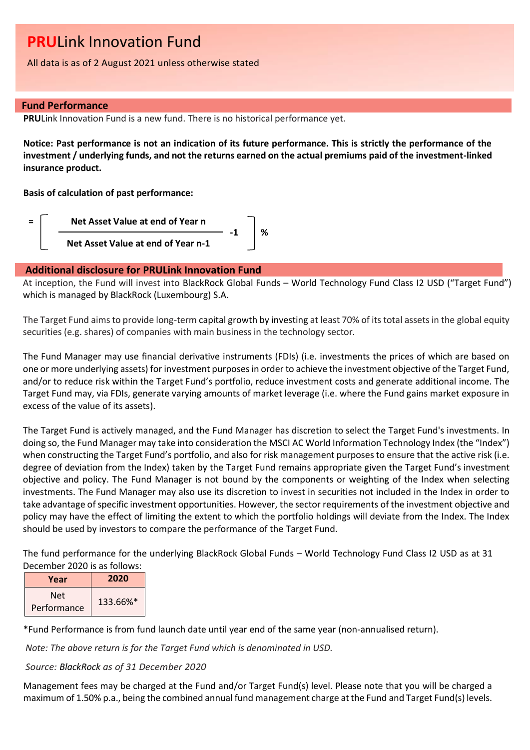# **PRU**Link Innovation Fund

All data is as of 2 August 2021 unless otherwise stated

## Fund Performance

**PRU**Link Innovation Fund is a new fund. There is no historical performance yet.

**Notice: Past performance is not an indication of its future performance. This is strictly the performance of the investment / underlying funds, and not the returns earned on the actual premiums paid of the investment-linked insurance product.**

**Basis of calculation of past performance:**

$$= \left[ \frac{\text{Net Asset Value at end of Year n}}{\text{Net Asset Value at end of Year n-1}} - 1 \right] \%$$

## Additional disclosure for PRULink Innovation Fund

At inception, the Fund will invest into BlackRock Global Funds – World Technology Fund Class I2 USD ("Target Fund") which is managed by BlackRock (Luxembourg) S.A.

The Target Fund aims to provide long-term capital growth by investing at least 70% of its total assets in the global equity securities (e.g. shares) of companies with main business in the technology sector.

The Fund Manager may use financial derivative instruments (FDIs) (i.e. investments the prices of which are based on one or more underlying assets) for investment purposes in order to achieve the investment objective of the Target Fund, and/or to reduce risk within the Target Fund's portfolio, reduce investment costs and generate additional income. The Target Fund may, via FDIs, generate varying amounts of market leverage (i.e. where the Fund gains market exposure in excess of the value of its assets).

The Target Fund is actively managed, and the Fund Manager has discretion to select the Target Fund's investments. In doing so, the Fund Manager may take into consideration the MSCI AC World Information Technology Index (the "Index") when constructing the Target Fund's portfolio, and also for risk management purposes to ensure that the active risk (i.e. degree of deviation from the Index) taken by the Target Fund remains appropriate given the Target Fund's investment objective and policy. The Fund Manager is not bound by the components or weighting of the Index when selecting investments. The Fund Manager may also use its discretion to invest in securities not included in the Index in order to take advantage of specific investment opportunities. However, the sector requirements of the investment objective and policy may have the effect of limiting the extent to which the portfolio holdings will deviate from the Index. The Index should be used by investors to compare the performance of the Target Fund.

The fund performance for the underlying BlackRock Global Funds – World Technology Fund Class I2 USD as at 31 December 2020 is as follows:

| Year | 2020 |
|---|---|
| Net Performance | 133.66%* |

*Fund Performance is from fund launch date until year end of the same year (non-annualised return).

*Note: The above return is for the Target Fund which is denominated in USD.*

*Source: BlackRock as of 31 December 2020*

Management fees may be charged at the Fund and/or Target Fund(s) level. Please note that you will be charged a maximum of 1.50% p.a., being the combined annual fund management charge at the Fund and Target Fund(s) levels.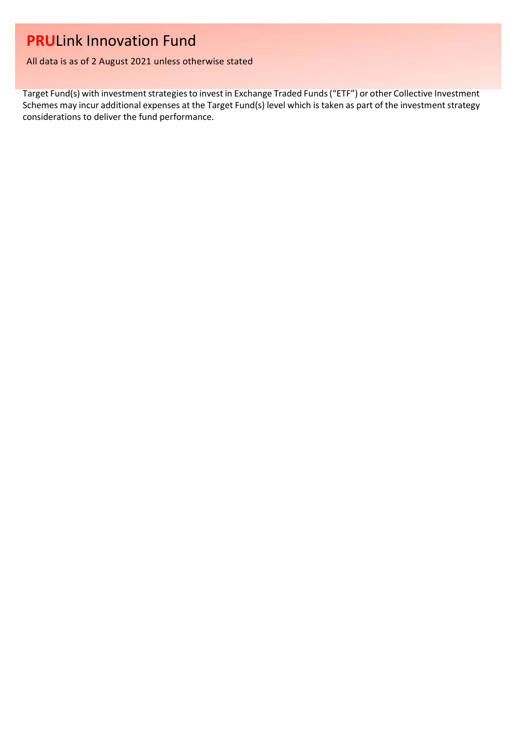Target Fund(s) with investment strategies to invest in Exchange Traded Funds ("ETF") or other Collective Investment Schemes may incur additional expenses at the Target Fund(s) level which is taken as part of the investment strategy considerations to deliver the fund performance.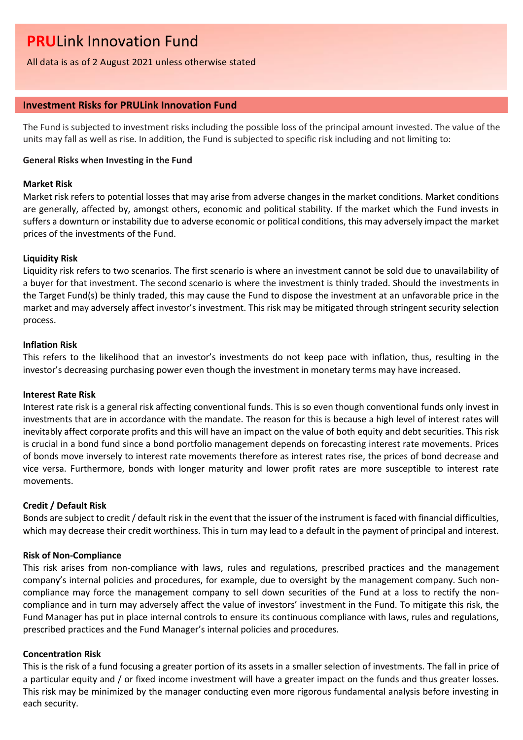# **PRU**Link Innovation Fund

All data is as of 2 August 2021 unless otherwise stated

## Investment Risks for PRULink Innovation Fund

The Fund is subjected to investment risks including the possible loss of the principal amount invested. The value of the units may fall as well as rise. In addition, the Fund is subjected to specific risk including and not limiting to:

**General Risks when Investing in the Fund**

**Market Risk**

Market risk refers to potential losses that may arise from adverse changes in the market conditions. Market conditions are generally, affected by, amongst others, economic and political stability. If the market which the Fund invests in suffers a downturn or instability due to adverse economic or political conditions, this may adversely impact the market prices of the investments of the Fund.

**Liquidity Risk**

Liquidity risk refers to two scenarios. The first scenario is where an investment cannot be sold due to unavailability of a buyer for that investment. The second scenario is where the investment is thinly traded. Should the investments in the Target Fund(s) be thinly traded, this may cause the Fund to dispose the investment at an unfavorable price in the market and may adversely affect investor's investment. This risk may be mitigated through stringent security selection process.

**Inflation Risk**

This refers to the likelihood that an investor's investments do not keep pace with inflation, thus, resulting in the investor's decreasing purchasing power even though the investment in monetary terms may have increased.

**Interest Rate Risk**

Interest rate risk is a general risk affecting conventional funds. This is so even though conventional funds only invest in investments that are in accordance with the mandate. The reason for this is because a high level of interest rates will inevitably affect corporate profits and this will have an impact on the value of both equity and debt securities. This risk is crucial in a bond fund since a bond portfolio management depends on forecasting interest rate movements. Prices of bonds move inversely to interest rate movements therefore as interest rates rise, the prices of bond decrease and vice versa. Furthermore, bonds with longer maturity and lower profit rates are more susceptible to interest rate movements.

**Credit / Default Risk**

Bonds are subject to credit / default risk in the event that the issuer of the instrument is faced with financial difficulties, which may decrease their credit worthiness. This in turn may lead to a default in the payment of principal and interest.

**Risk of Non-Compliance**

This risk arises from non-compliance with laws, rules and regulations, prescribed practices and the management company's internal policies and procedures, for example, due to oversight by the management company. Such non-compliance may force the management company to sell down securities of the Fund at a loss to rectify the non-compliance and in turn may adversely affect the value of investors' investment in the Fund. To mitigate this risk, the Fund Manager has put in place internal controls to ensure its continuous compliance with laws, rules and regulations, prescribed practices and the Fund Manager's internal policies and procedures.

**Concentration Risk**

This is the risk of a fund focusing a greater portion of its assets in a smaller selection of investments. The fall in price of a particular equity and / or fixed income investment will have a greater impact on the funds and thus greater losses. This risk may be minimized by the manager conducting even more rigorous fundamental analysis before investing in each security.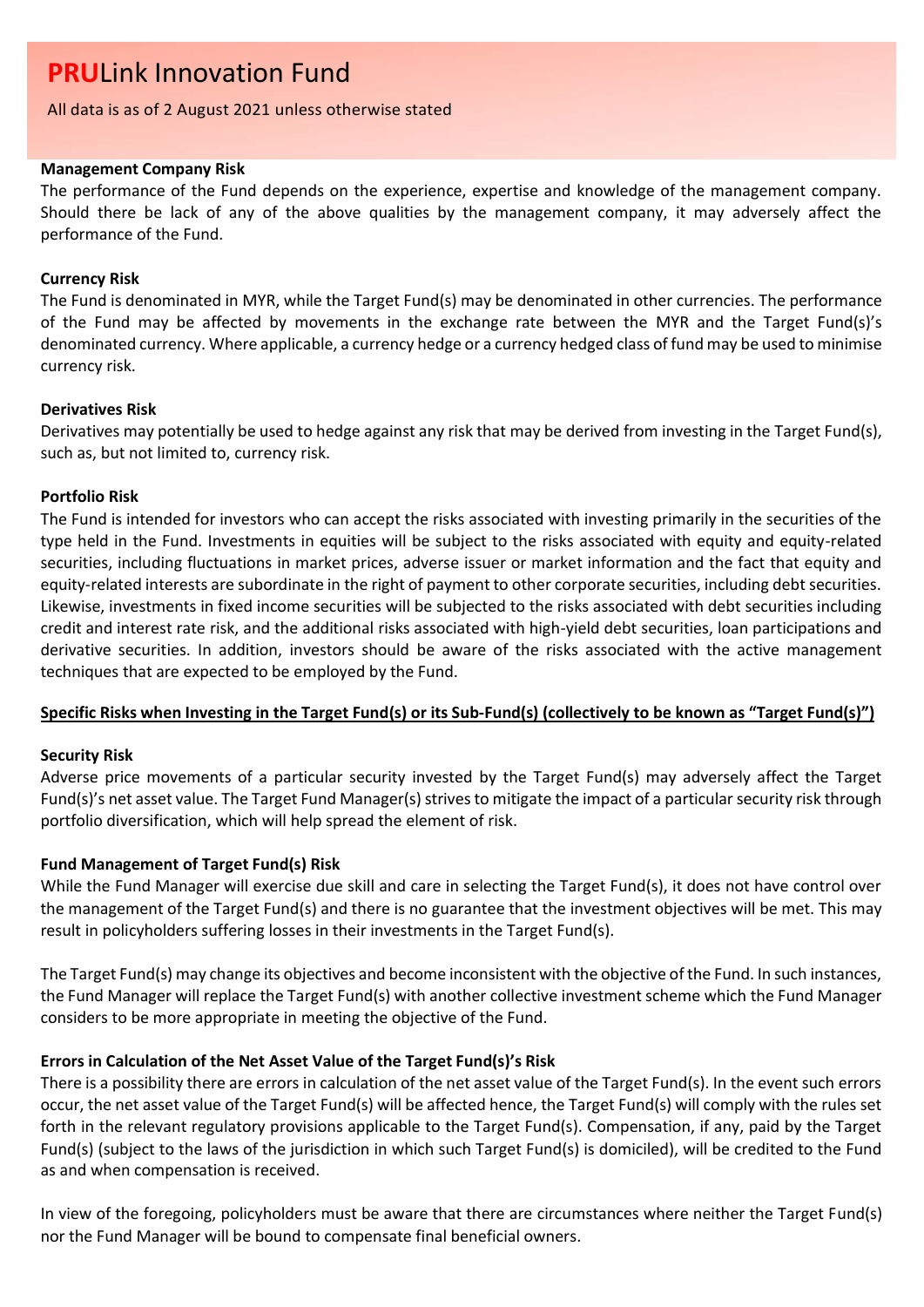# PRULink Innovation Fund

All data is as of 2 August 2021 unless otherwise stated

**Management Company Risk**

The performance of the Fund depends on the experience, expertise and knowledge of the management company. Should there be lack of any of the above qualities by the management company, it may adversely affect the performance of the Fund.

**Currency Risk**

The Fund is denominated in MYR, while the Target Fund(s) may be denominated in other currencies. The performance of the Fund may be affected by movements in the exchange rate between the MYR and the Target Fund(s)'s denominated currency. Where applicable, a currency hedge or a currency hedged class of fund may be used to minimise currency risk.

**Derivatives Risk**

Derivatives may potentially be used to hedge against any risk that may be derived from investing in the Target Fund(s), such as, but not limited to, currency risk.

**Portfolio Risk**

The Fund is intended for investors who can accept the risks associated with investing primarily in the securities of the type held in the Fund. Investments in equities will be subject to the risks associated with equity and equity-related securities, including fluctuations in market prices, adverse issuer or market information and the fact that equity and equity-related interests are subordinate in the right of payment to other corporate securities, including debt securities. Likewise, investments in fixed income securities will be subjected to the risks associated with debt securities including credit and interest rate risk, and the additional risks associated with high-yield debt securities, loan participations and derivative securities. In addition, investors should be aware of the risks associated with the active management techniques that are expected to be employed by the Fund.

**Specific Risks when Investing in the Target Fund(s) or its Sub-Fund(s) (collectively to be known as "Target Fund(s)")**

**Security Risk**

Adverse price movements of a particular security invested by the Target Fund(s) may adversely affect the Target Fund(s)'s net asset value. The Target Fund Manager(s) strives to mitigate the impact of a particular security risk through portfolio diversification, which will help spread the element of risk.

**Fund Management of Target Fund(s) Risk**

While the Fund Manager will exercise due skill and care in selecting the Target Fund(s), it does not have control over the management of the Target Fund(s) and there is no guarantee that the investment objectives will be met. This may result in policyholders suffering losses in their investments in the Target Fund(s).

The Target Fund(s) may change its objectives and become inconsistent with the objective of the Fund. In such instances, the Fund Manager will replace the Target Fund(s) with another collective investment scheme which the Fund Manager considers to be more appropriate in meeting the objective of the Fund.

**Errors in Calculation of the Net Asset Value of the Target Fund(s)'s Risk**

There is a possibility there are errors in calculation of the net asset value of the Target Fund(s). In the event such errors occur, the net asset value of the Target Fund(s) will be affected hence, the Target Fund(s) will comply with the rules set forth in the relevant regulatory provisions applicable to the Target Fund(s). Compensation, if any, paid by the Target Fund(s) (subject to the laws of the jurisdiction in which such Target Fund(s) is domiciled), will be credited to the Fund as and when compensation is received.

In view of the foregoing, policyholders must be aware that there are circumstances where neither the Target Fund(s) nor the Fund Manager will be bound to compensate final beneficial owners.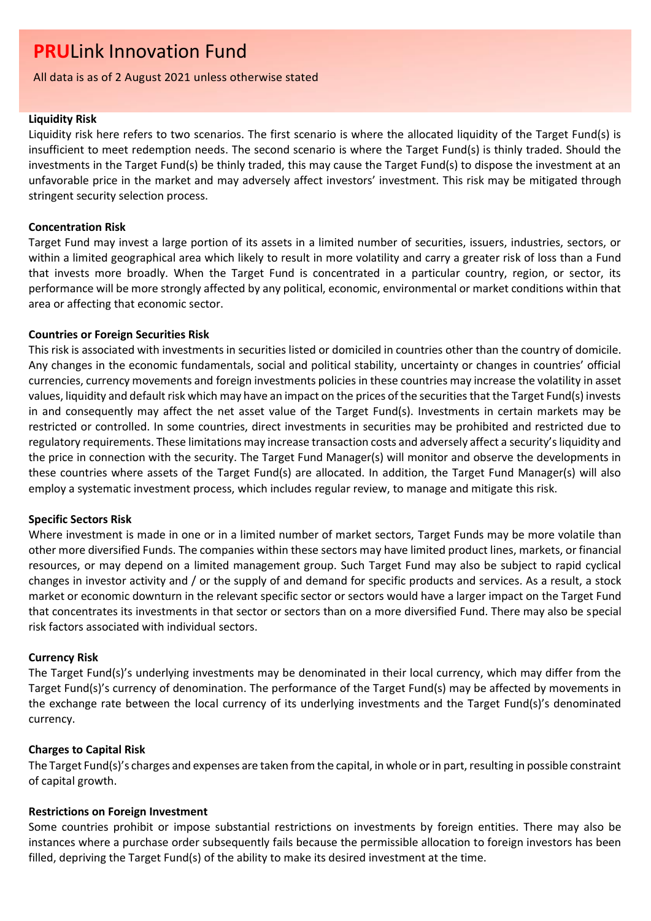**Liquidity Risk**

Liquidity risk here refers to two scenarios. The first scenario is where the allocated liquidity of the Target Fund(s) is insufficient to meet redemption needs. The second scenario is where the Target Fund(s) is thinly traded. Should the investments in the Target Fund(s) be thinly traded, this may cause the Target Fund(s) to dispose the investment at an unfavorable price in the market and may adversely affect investors' investment. This risk may be mitigated through stringent security selection process.

**Concentration Risk**

Target Fund may invest a large portion of its assets in a limited number of securities, issuers, industries, sectors, or within a limited geographical area which likely to result in more volatility and carry a greater risk of loss than a Fund that invests more broadly. When the Target Fund is concentrated in a particular country, region, or sector, its performance will be more strongly affected by any political, economic, environmental or market conditions within that area or affecting that economic sector.

**Countries or Foreign Securities Risk**

This risk is associated with investments in securities listed or domiciled in countries other than the country of domicile. Any changes in the economic fundamentals, social and political stability, uncertainty or changes in countries' official currencies, currency movements and foreign investments policies in these countries may increase the volatility in asset values, liquidity and default risk which may have an impact on the prices of the securities that the Target Fund(s) invests in and consequently may affect the net asset value of the Target Fund(s). Investments in certain markets may be restricted or controlled. In some countries, direct investments in securities may be prohibited and restricted due to regulatory requirements. These limitations may increase transaction costs and adversely affect a security's liquidity and the price in connection with the security. The Target Fund Manager(s) will monitor and observe the developments in these countries where assets of the Target Fund(s) are allocated. In addition, the Target Fund Manager(s) will also employ a systematic investment process, which includes regular review, to manage and mitigate this risk.

**Specific Sectors Risk**

Where investment is made in one or in a limited number of market sectors, Target Funds may be more volatile than other more diversified Funds. The companies within these sectors may have limited product lines, markets, or financial resources, or may depend on a limited management group. Such Target Fund may also be subject to rapid cyclical changes in investor activity and / or the supply of and demand for specific products and services. As a result, a stock market or economic downturn in the relevant specific sector or sectors would have a larger impact on the Target Fund that concentrates its investments in that sector or sectors than on a more diversified Fund. There may also be special risk factors associated with individual sectors.

**Currency Risk**

The Target Fund(s)'s underlying investments may be denominated in their local currency, which may differ from the Target Fund(s)'s currency of denomination. The performance of the Target Fund(s) may be affected by movements in the exchange rate between the local currency of its underlying investments and the Target Fund(s)'s denominated currency.

**Charges to Capital Risk**

The Target Fund(s)'s charges and expenses are taken from the capital, in whole or in part, resulting in possible constraint of capital growth.

**Restrictions on Foreign Investment**

Some countries prohibit or impose substantial restrictions on investments by foreign entities. There may also be instances where a purchase order subsequently fails because the permissible allocation to foreign investors has been filled, depriving the Target Fund(s) of the ability to make its desired investment at the time.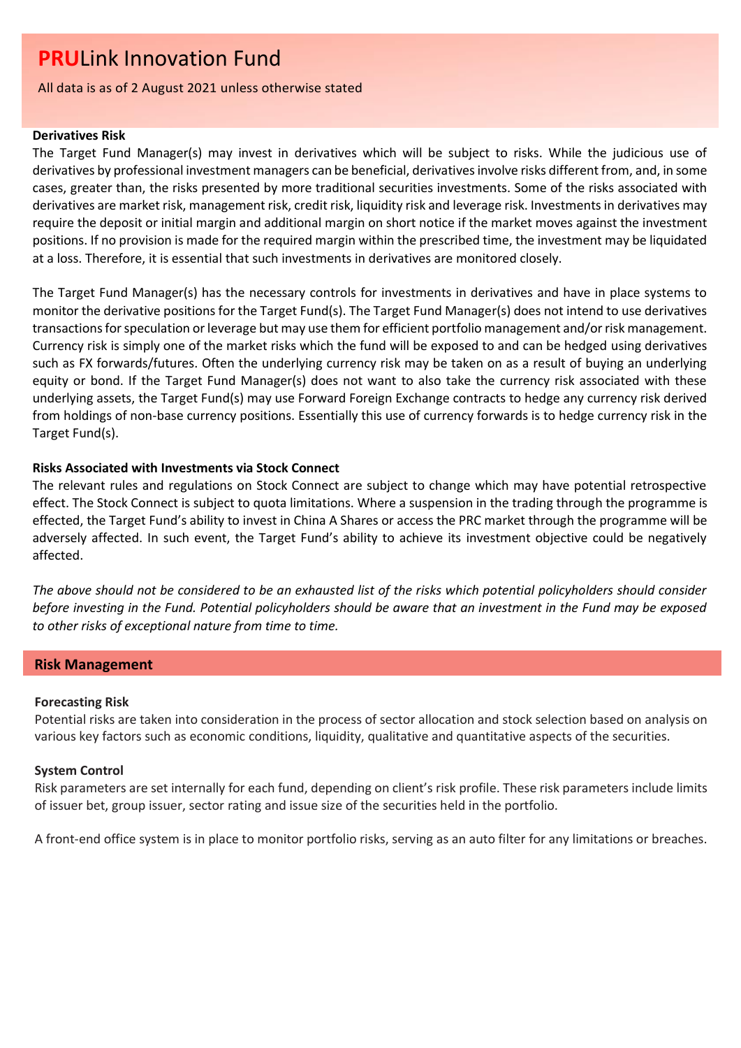# **PRU**Link Innovation Fund

All data is as of 2 August 2021 unless otherwise stated

**Derivatives Risk**

The Target Fund Manager(s) may invest in derivatives which will be subject to risks. While the judicious use of derivatives by professional investment managers can be beneficial, derivatives involve risks different from, and, in some cases, greater than, the risks presented by more traditional securities investments. Some of the risks associated with derivatives are market risk, management risk, credit risk, liquidity risk and leverage risk. Investments in derivatives may require the deposit or initial margin and additional margin on short notice if the market moves against the investment positions. If no provision is made for the required margin within the prescribed time, the investment may be liquidated at a loss. Therefore, it is essential that such investments in derivatives are monitored closely.

The Target Fund Manager(s) has the necessary controls for investments in derivatives and have in place systems to monitor the derivative positions for the Target Fund(s). The Target Fund Manager(s) does not intend to use derivatives transactions for speculation or leverage but may use them for efficient portfolio management and/or risk management. Currency risk is simply one of the market risks which the fund will be exposed to and can be hedged using derivatives such as FX forwards/futures. Often the underlying currency risk may be taken on as a result of buying an underlying equity or bond. If the Target Fund Manager(s) does not want to also take the currency risk associated with these underlying assets, the Target Fund(s) may use Forward Foreign Exchange contracts to hedge any currency risk derived from holdings of non-base currency positions. Essentially this use of currency forwards is to hedge currency risk in the Target Fund(s).

**Risks Associated with Investments via Stock Connect**

The relevant rules and regulations on Stock Connect are subject to change which may have potential retrospective effect. The Stock Connect is subject to quota limitations. Where a suspension in the trading through the programme is effected, the Target Fund's ability to invest in China A Shares or access the PRC market through the programme will be adversely affected. In such event, the Target Fund's ability to achieve its investment objective could be negatively affected.

*The above should not be considered to be an exhausted list of the risks which potential policyholders should consider before investing in the Fund. Potential policyholders should be aware that an investment in the Fund may be exposed to other risks of exceptional nature from time to time.*

## Risk Management

**Forecasting Risk**

Potential risks are taken into consideration in the process of sector allocation and stock selection based on analysis on various key factors such as economic conditions, liquidity, qualitative and quantitative aspects of the securities.

**System Control**

Risk parameters are set internally for each fund, depending on client's risk profile. These risk parameters include limits of issuer bet, group issuer, sector rating and issue size of the securities held in the portfolio.

A front-end office system is in place to monitor portfolio risks, serving as an auto filter for any limitations or breaches.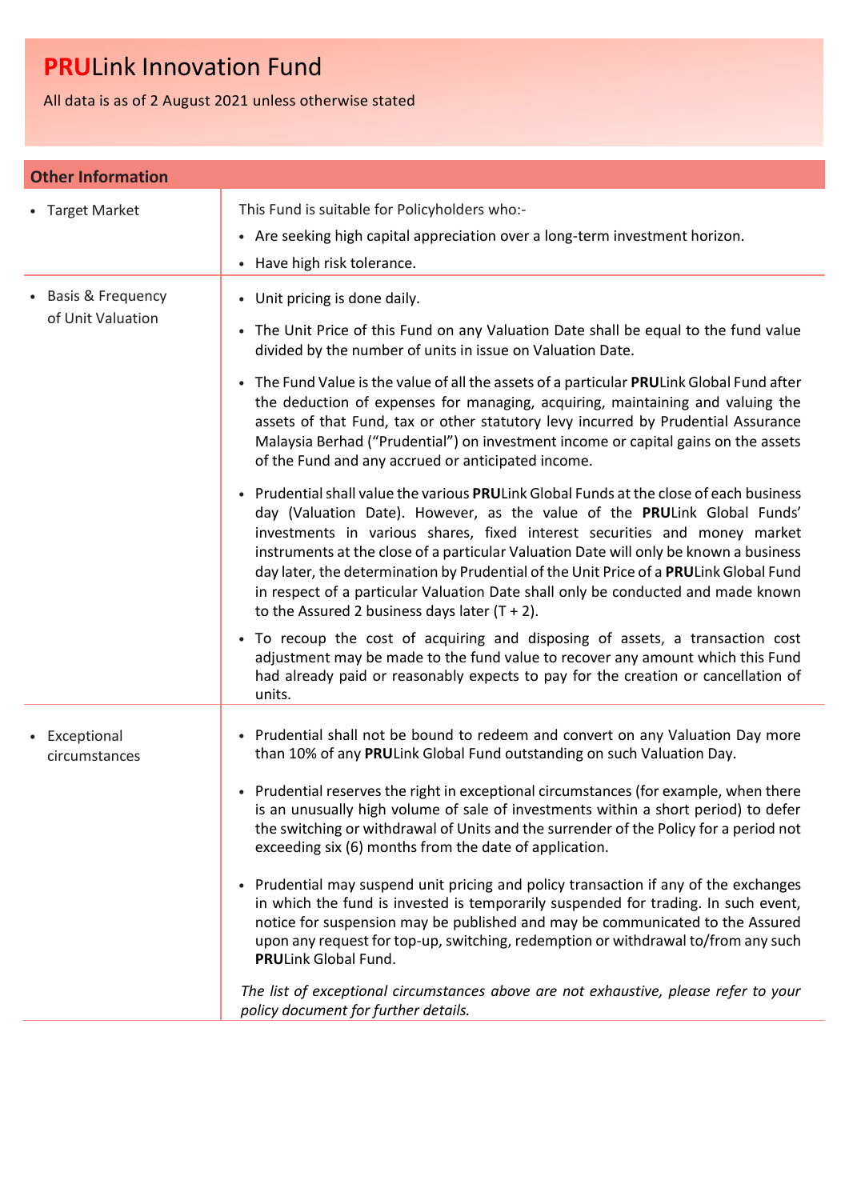# PRULink Innovation Fund

All data is as of 2 August 2021 unless otherwise stated

## Other Information

| | |
|---|---|
| • Target Market | This Fund is suitable for Policyholders who:-<br>• Are seeking high capital appreciation over a long-term investment horizon.<br>• Have high risk tolerance. |
| • Basis & Frequency of Unit Valuation | • Unit pricing is done daily.<br>• The Unit Price of this Fund on any Valuation Date shall be equal to the fund value divided by the number of units in issue on Valuation Date.<br>• The Fund Value is the value of all the assets of a particular **PRU**Link Global Fund after the deduction of expenses for managing, acquiring, maintaining and valuing the assets of that Fund, tax or other statutory levy incurred by Prudential Assurance Malaysia Berhad ("Prudential") on investment income or capital gains on the assets of the Fund and any accrued or anticipated income.<br>• Prudential shall value the various **PRU**Link Global Funds at the close of each business day (Valuation Date). However, as the value of the **PRU**Link Global Funds' investments in various shares, fixed interest securities and money market instruments at the close of a particular Valuation Date will only be known a business day later, the determination by Prudential of the Unit Price of a **PRU**Link Global Fund in respect of a particular Valuation Date shall only be conducted and made known to the Assured 2 business days later (T + 2).<br>• To recoup the cost of acquiring and disposing of assets, a transaction cost adjustment may be made to the fund value to recover any amount which this Fund had already paid or reasonably expects to pay for the creation or cancellation of units. |
| • Exceptional circumstances | • Prudential shall not be bound to redeem and convert on any Valuation Day more than 10% of any **PRU**Link Global Fund outstanding on such Valuation Day.<br>• Prudential reserves the right in exceptional circumstances (for example, when there is an unusually high volume of sale of investments within a short period) to defer the switching or withdrawal of Units and the surrender of the Policy for a period not exceeding six (6) months from the date of application.<br>• Prudential may suspend unit pricing and policy transaction if any of the exchanges in which the fund is invested is temporarily suspended for trading. In such event, notice for suspension may be published and may be communicated to the Assured upon any request for top-up, switching, redemption or withdrawal to/from any such **PRU**Link Global Fund.<br>*The list of exceptional circumstances above are not exhaustive, please refer to your policy document for further details.* |